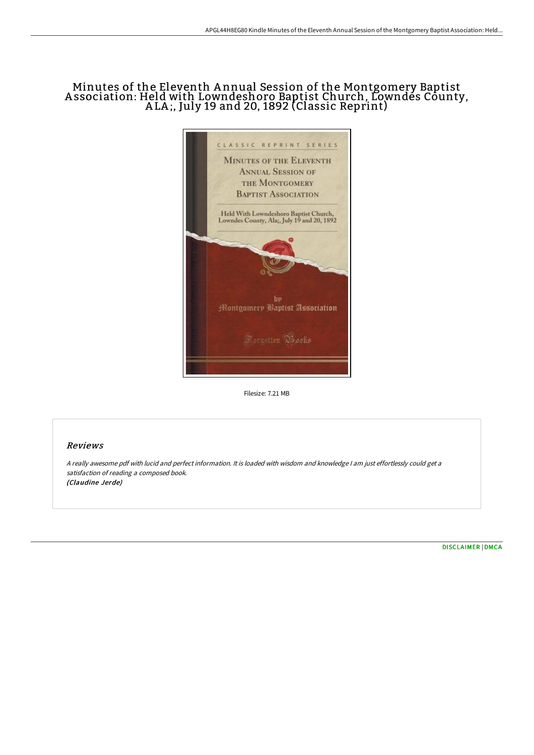# Minutes of the Eleventh Annual Session of the Montgomery Baptist Association: Held with Lowndeshoro Baptist Church, Lowndes County, ALA;, July 19 and 20, 1892 (Classic Reprint)

Filesize: 7.21 MB

## Reviews

*A really awesome pdf with lucid and perfect information. It is loaded with wisdom and knowledge I am just effortlessly could get a satisfaction of reading a composed book.*
*(Claudine Jerde)*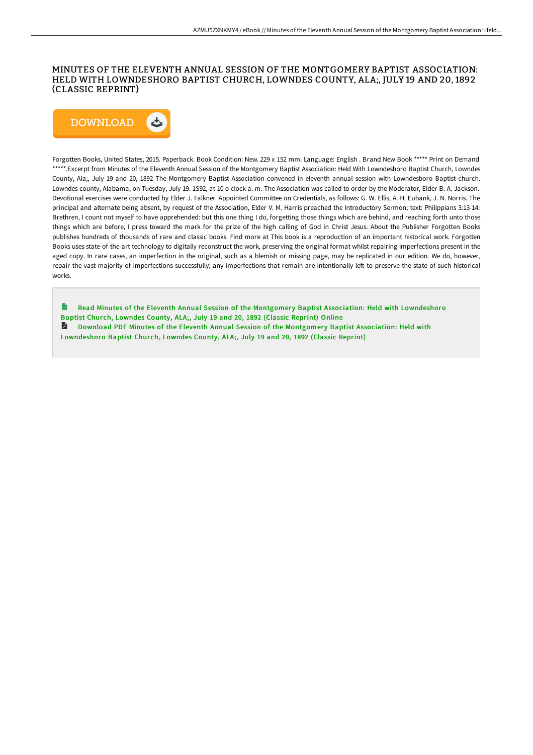# MINUTES OF THE ELEVENTH ANNUAL SESSION OF THE MONTGOMERY BAPTIST ASSOCIATION: HELD WITH LOWNDESHORO BAPTIST CHURCH, LOWNDES COUNTY, ALA;, JULY 19 AND 20, 1892 (CLASSIC REPRINT)

DOWNLOAD

Forgotten Books, United States, 2015. Paperback. Book Condition: New. 229 x 152 mm. Language: English . Brand New Book ***** Print on Demand *****.Excerpt from Minutes of the Eleventh Annual Session of the Montgomery Baptist Association: Held With Lowndeshoro Baptist Church, Lowndes County, Ala;, July 19 and 20, 1892 The Montgomery Baptist Association convened in eleventh annual session with Lowndesboro Baptist church. Lowndes county, Alabama, on Tuesday, July 19. 1S92, at 10 o clock a. m. The Association was called to order by the Moderator, Elder B. A. Jackson. Devotional exercises were conducted by Elder J. Falkner. Appointed Committee on Credentials, as follows: G. W. Ellis, A. H. Eubank, J. N. Norris. The principal and alternate being absent, by request of the Association, Elder V. M. Harris preached the Introductory Sermon; text: Philippians 3:13-14: Brethren, I count not myself to have apprehended: but this one thing I do, forgetting those things which are behind, and reaching forth unto those things which are before, I press toward the mark for the prize of the high calling of God in Christ Jesus. About the Publisher Forgotten Books publishes hundreds of thousands of rare and classic books. Find more at This book is a reproduction of an important historical work. Forgotten Books uses state-of-the-art technology to digitally reconstruct the work, preserving the original format whilst repairing imperfections present in the aged copy. In rare cases, an imperfection in the original, such as a blemish or missing page, may be replicated in our edition. We do, however, repair the vast majority of imperfections successfully; any imperfections that remain are intentionally left to preserve the state of such historical works.

Read Minutes of the Eleventh Annual Session of the Montgomery Baptist Association: Held with Lowndeshoro Baptist Church, Lowndes County, ALA;, July 19 and 20, 1892 (Classic Reprint) Online

Download PDF Minutes of the Eleventh Annual Session of the Montgomery Baptist Association: Held with Lowndeshoro Baptist Church, Lowndes County, ALA;, July 19 and 20, 1892 (Classic Reprint)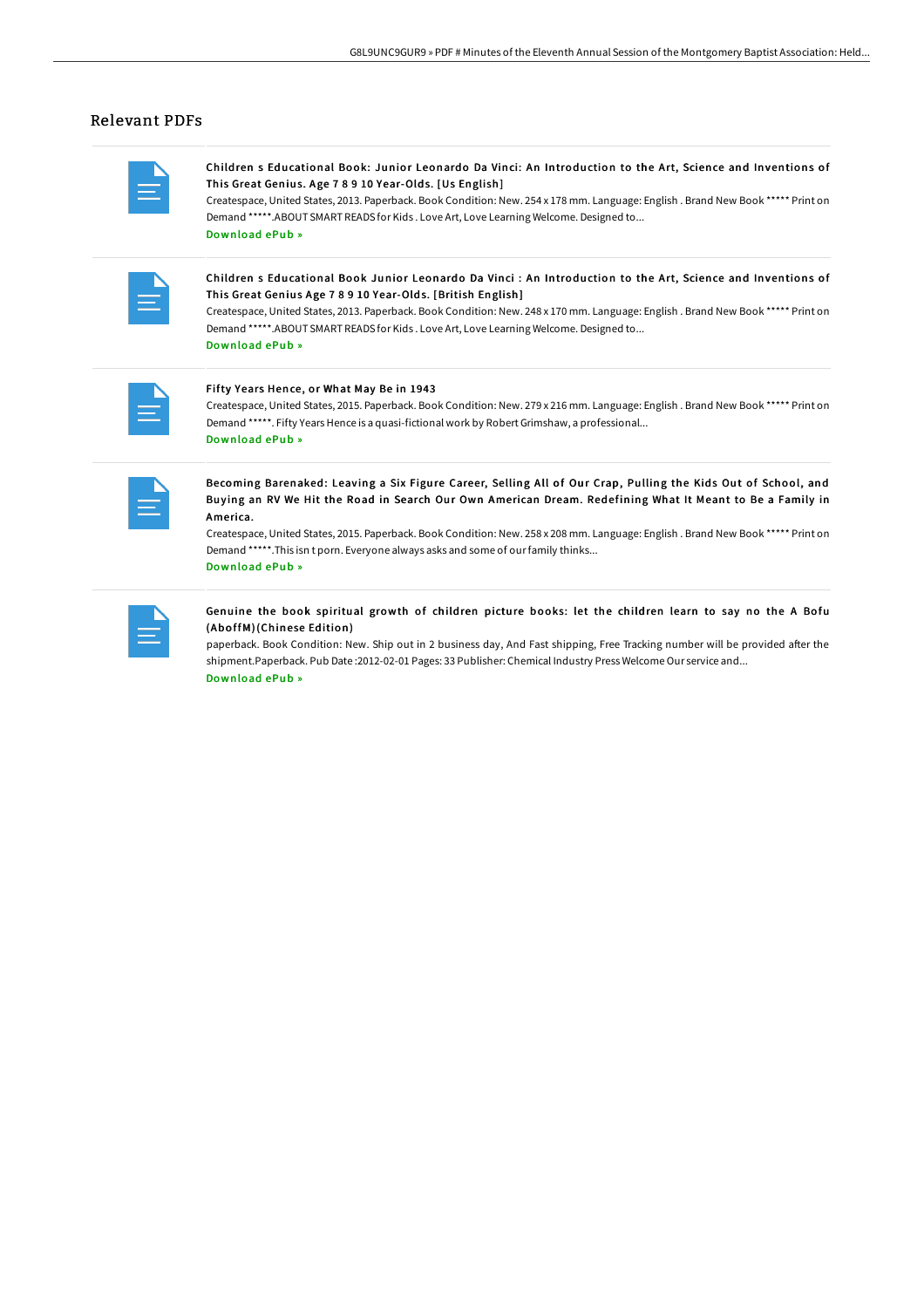## Relevant PDFs

**Children s Educational Book: Junior Leonardo Da Vinci: An Introduction to the Art, Science and Inventions of This Great Genius. Age 7 8 9 10 Year-Olds. [Us English]**

Createspace, United States, 2013. Paperback. Book Condition: New. 254 x 178 mm. Language: English . Brand New Book ***** Print on Demand *****.ABOUT SMART READS for Kids . Love Art, Love Learning Welcome. Designed to...

Download ePub »

**Children s Educational Book Junior Leonardo Da Vinci : An Introduction to the Art, Science and Inventions of This Great Genius Age 7 8 9 10 Year-Olds. [British English]**

Createspace, United States, 2013. Paperback. Book Condition: New. 248 x 170 mm. Language: English . Brand New Book ***** Print on Demand *****.ABOUT SMART READS for Kids . Love Art, Love Learning Welcome. Designed to...

Download ePub »

**Fifty Years Hence, or What May Be in 1943**

Createspace, United States, 2015. Paperback. Book Condition: New. 279 x 216 mm. Language: English . Brand New Book ***** Print on Demand *****. Fifty Years Hence is a quasi-fictional work by Robert Grimshaw, a professional...

Download ePub »

**Becoming Barenaked: Leaving a Six Figure Career, Selling All of Our Crap, Pulling the Kids Out of School, and Buying an RV We Hit the Road in Search Our Own American Dream. Redefining What It Meant to Be a Family in America.**

Createspace, United States, 2015. Paperback. Book Condition: New. 258 x 208 mm. Language: English . Brand New Book ***** Print on Demand *****.This isn t porn. Everyone always asks and some of our family thinks...

Download ePub »

**Genuine the book spiritual growth of children picture books: let the children learn to say no the A Bofu (AboffM)(Chinese Edition)**

paperback. Book Condition: New. Ship out in 2 business day, And Fast shipping, Free Tracking number will be provided after the shipment.Paperback. Pub Date :2012-02-01 Pages: 33 Publisher: Chemical Industry Press Welcome Our service and...

Download ePub »